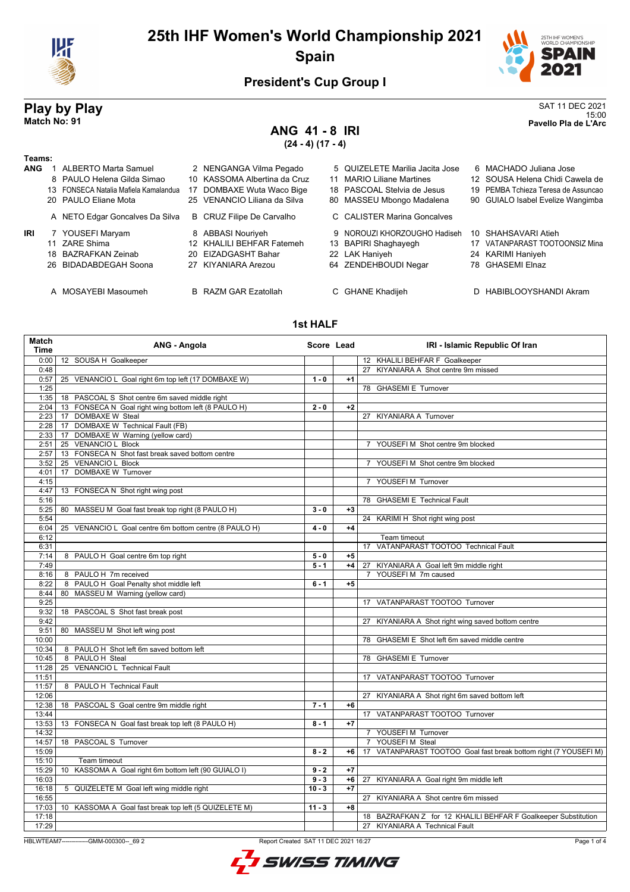# 25th IHF Women's World Championship 2021

## Spain

### President's Cup Group I

**Play by Play**
**Match No: 91**

SAT 11 DEC 2021
15:00
**Pavello Pla de L'Arc**

## ANG 41 - 8 IRI

**(24 - 4) (17 - 4)**

**Teams:**

**ANG**

| | | | |
|---|---|---|---|
| 1 ALBERTO Marta Samuel | 2 NENGANGA Vilma Pegado | 5 QUIZELETE Marilia Jacita Jose | 6 MACHADO Juliana Jose |
| 8 PAULO Helena Gilda Simao | 10 KASSOMA Albertina da Cruz | 11 MARIO Liliane Martines | 12 SOUSA Helena Chidi Cawela de |
| 13 FONSECA Natalia Mafiela Kamalandua | 17 DOMBAXE Wuta Waco Bige | 18 PASCOAL Stelvia de Jesus | 19 PEMBA Tchieza Teresa de Assuncao |
| 20 PAULO Eliane Mota | 25 VENANCIO Liliana da Silva | 80 MASSEU Mbongo Madalena | 90 GUIALO Isabel Evelize Wangimba |
| A NETO Edgar Goncalves Da Silva | B CRUZ Filipe De Carvalho | C CALISTER Marina Goncalves | |

**IRI**

| | | | |
|---|---|---|---|
| 7 YOUSEFI Maryam | 8 ABBASI Nouriyeh | 9 NOROUZI KHORZOUGHO Hadiseh | 10 SHAHSAVARI Atieh |
| 11 ZARE Shima | 12 KHALILI BEHFAR Fatemeh | 13 BAPIRI Shaghayegh | 17 VATANPARAST TOOTOONSIZ Mina |
| 18 BAZRAFKAN Zeinab | 20 EIZADGASHT Bahar | 22 LAK Haniyeh | 24 KARIMI Haniyeh |
| 26 BIDADABDEGAH Soona | 27 KIYANIARA Arezou | 64 ZENDEHBOUDI Negar | 78 GHASEMI Elnaz |
| A MOSAYEBI Masoumeh | B RAZM GAR Ezatollah | C GHANE Khadijeh | D HABIBLOOYSHANDI Akram |

### 1st HALF

| Match Time | ANG - Angola | Score | Lead | IRI - Islamic Republic Of Iran |
|---|---|---|---|---|
| 0:00 | 12 SOUSA H Goalkeeper | | | 12 KHALILI BEHFAR F Goalkeeper |
| 0:48 | | | | 27 KIYANIARA A Shot centre 9m missed |
| 0:57 | 25 VENANCIO L Goal right 6m top left (17 DOMBAXE W) | 1 - 0 | +1 | |
| 1:25 | | | | 78 GHASEMI E Turnover |
| 1:35 | 18 PASCOAL S Shot centre 6m saved middle right | | | |
| 2:04 | 13 FONSECA N Goal right wing bottom left (8 PAULO H) | 2 - 0 | +2 | |
| 2:23 | 17 DOMBAXE W Steal | | | 27 KIYANIARA A Turnover |
| 2:28 | 17 DOMBAXE W Technical Fault (FB) | | | |
| 2:33 | 17 DOMBAXE W Warning (yellow card) | | | |
| 2:51 | 25 VENANCIO L Block | | | 7 YOUSEFI M Shot centre 9m blocked |
| 2:57 | 13 FONSECA N Shot fast break saved bottom centre | | | |
| 3:52 | 25 VENANCIO L Block | | | 7 YOUSEFI M Shot centre 9m blocked |
| 4:01 | 17 DOMBAXE W Turnover | | | |
| 4:15 | | | | 7 YOUSEFI M Turnover |
| 4:47 | 13 FONSECA N Shot right wing post | | | |
| 5:16 | | | | 78 GHASEMI E Technical Fault |
| 5:25 | 80 MASSEU M Goal fast break top right (8 PAULO H) | 3 - 0 | +3 | |
| 5:54 | | | | 24 KARIMI H Shot right wing post |
| 6:04 | 25 VENANCIO L Goal centre 6m bottom centre (8 PAULO H) | 4 - 0 | +4 | |
| 6:12 | | | | Team timeout |
| 6:31 | | | | 17 VATANPARAST TOOTOO Technical Fault |
| 7:14 | 8 PAULO H Goal centre 6m top right | 5 - 0 | +5 | |
| 7:49 | | 5 - 1 | +4 | 27 KIYANIARA A Goal left 9m middle right |
| 8:16 | 8 PAULO H 7m received | | | 7 YOUSEFI M 7m caused |
| 8:22 | 8 PAULO H Goal Penalty shot middle left | 6 - 1 | +5 | |
| 8:44 | 80 MASSEU M Warning (yellow card) | | | |
| 9:25 | | | | 17 VATANPARAST TOOTOO Turnover |
| 9:32 | 18 PASCOAL S Shot fast break post | | | |
| 9:42 | | | | 27 KIYANIARA A Shot right wing saved bottom centre |
| 9:51 | 80 MASSEU M Shot left wing post | | | |
| 10:00 | | | | 78 GHASEMI E Shot left 6m saved middle centre |
| 10:34 | 8 PAULO H Shot left 6m saved bottom left | | | |
| 10:45 | 8 PAULO H Steal | | | 78 GHASEMI E Turnover |
| 11:28 | 25 VENANCIO L Technical Fault | | | |
| 11:51 | | | | 17 VATANPARAST TOOTOO Turnover |
| 11:57 | 8 PAULO H Technical Fault | | | |
| 12:06 | | | | 27 KIYANIARA A Shot right 6m saved bottom left |
| 12:38 | 18 PASCOAL S Goal centre 9m middle right | 7 - 1 | +6 | |
| 13:44 | | | | 17 VATANPARAST TOOTOO Turnover |
| 13:53 | 13 FONSECA N Goal fast break top left (8 PAULO H) | 8 - 1 | +7 | |
| 14:32 | | | | 7 YOUSEFI M Turnover |
| 14:57 | 18 PASCOAL S Turnover | | | 7 YOUSEFI M Steal |
| 15:09 | | 8 - 2 | +6 | 17 VATANPARAST TOOTOO Goal fast break bottom right (7 YOUSEFI M) |
| 15:10 | Team timeout | | | |
| 15:29 | 10 KASSOMA A Goal right 6m bottom left (90 GUIALO I) | 9 - 2 | +7 | |
| 16:03 | | 9 - 3 | +6 | 27 KIYANIARA A Goal right 9m middle left |
| 16:18 | 5 QUIZELETE M Goal left wing middle right | 10 - 3 | +7 | |
| 16:55 | | | | 27 KIYANIARA A Shot centre 6m missed |
| 17:03 | 10 KASSOMA A Goal fast break top left (5 QUIZELETE M) | 11 - 3 | +8 | |
| 17:18 | | | | 18 BAZRAFKAN Z for 12 KHALILI BEHFAR F Goalkeeper Substitution |
| 17:29 | | | | 27 KIYANIARA A Technical Fault |

HBLWTEAM7-------------GMM-000300--_69 2    Report Created SAT 11 DEC 2021 16:27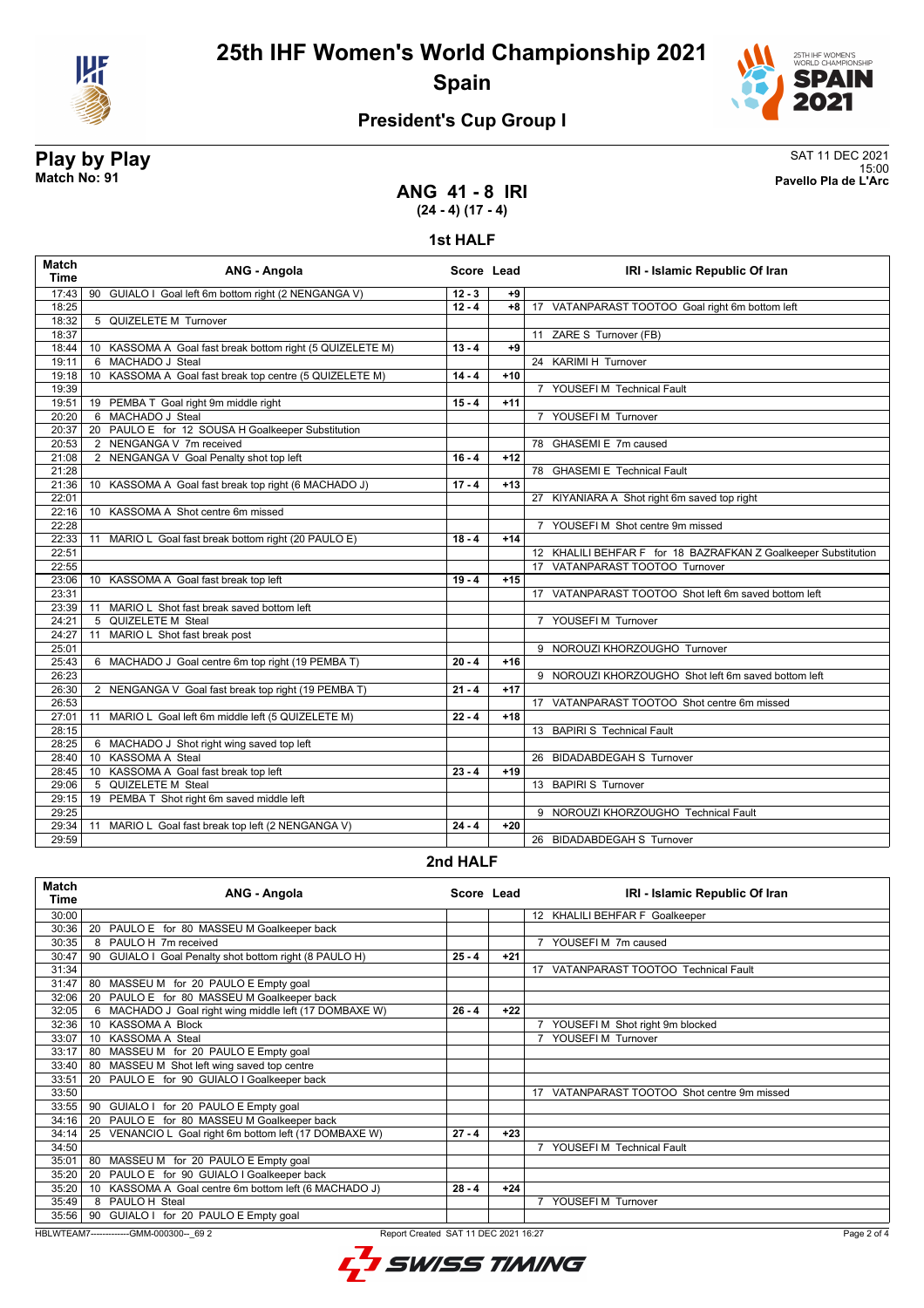# 25th IHF Women's World Championship 2021

## Spain

### President's Cup Group I

**Play by Play**
**Match No: 91**

SAT 11 DEC 2021
15:00
**Pavello Pla de L'Arc**

## ANG 41 - 8 IRI
**(24 - 4) (17 - 4)**

### 1st HALF

| Match Time | ANG - Angola | Score | Lead | IRI - Islamic Republic Of Iran |
|---|---|---|---|---|
| 17:43 | 90 GUIALO I Goal left 6m bottom right (2 NENGANGA V) | 12 - 3 | +9 | |
| 18:25 | | 12 - 4 | +8 | 17 VATANPARAST TOOTOO Goal right 6m bottom left |
| 18:32 | 5 QUIZELETE M Turnover | | | |
| 18:37 | | | | 11 ZARE S Turnover (FB) |
| 18:44 | 10 KASSOMA A Goal fast break bottom right (5 QUIZELETE M) | 13 - 4 | +9 | |
| 19:11 | 6 MACHADO J Steal | | | 24 KARIMI H Turnover |
| 19:18 | 10 KASSOMA A Goal fast break top centre (5 QUIZELETE M) | 14 - 4 | +10 | |
| 19:39 | | | | 7 YOUSEFI M Technical Fault |
| 19:51 | 19 PEMBA T Goal right 9m middle right | 15 - 4 | +11 | |
| 20:20 | 6 MACHADO J Steal | | | 7 YOUSEFI M Turnover |
| 20:37 | 20 PAULO E for 12 SOUSA H Goalkeeper Substitution | | | |
| 20:53 | 2 NENGANGA V 7m received | | | 78 GHASEMI E 7m caused |
| 21:08 | 2 NENGANGA V Goal Penalty shot top left | 16 - 4 | +12 | |
| 21:28 | | | | 78 GHASEMI E Technical Fault |
| 21:36 | 10 KASSOMA A Goal fast break top right (6 MACHADO J) | 17 - 4 | +13 | |
| 22:01 | | | | 27 KIYANIARA A Shot right 6m saved top right |
| 22:16 | 10 KASSOMA A Shot centre 6m missed | | | |
| 22:28 | | | | 7 YOUSEFI M Shot centre 9m missed |
| 22:33 | 11 MARIO L Goal fast break bottom right (20 PAULO E) | 18 - 4 | +14 | |
| 22:51 | | | | 12 KHALILI BEHFAR F for 18 BAZRAFKAN Z Goalkeeper Substitution |
| 22:55 | | | | 17 VATANPARAST TOOTOO Turnover |
| 23:06 | 10 KASSOMA A Goal fast break top left | 19 - 4 | +15 | |
| 23:31 | | | | 17 VATANPARAST TOOTOO Shot left 6m saved bottom left |
| 23:39 | 11 MARIO L Shot fast break saved bottom left | | | |
| 24:21 | 5 QUIZELETE M Steal | | | 7 YOUSEFI M Turnover |
| 24:27 | 11 MARIO L Shot fast break post | | | |
| 25:01 | | | | 9 NOROUZI KHORZOUGHO Turnover |
| 25:43 | 6 MACHADO J Goal centre 6m top right (19 PEMBA T) | 20 - 4 | +16 | |
| 26:23 | | | | 9 NOROUZI KHORZOUGHO Shot left 6m saved bottom left |
| 26:30 | 2 NENGANGA V Goal fast break top right (19 PEMBA T) | 21 - 4 | +17 | |
| 26:53 | | | | 17 VATANPARAST TOOTOO Shot centre 6m missed |
| 27:01 | 11 MARIO L Goal left 6m middle left (5 QUIZELETE M) | 22 - 4 | +18 | |
| 28:15 | | | | 13 BAPIRI S Technical Fault |
| 28:25 | 6 MACHADO J Shot right wing saved top left | | | |
| 28:40 | 10 KASSOMA A Steal | | | 26 BIDADABDEGAH S Turnover |
| 28:45 | 10 KASSOMA A Goal fast break top left | 23 - 4 | +19 | |
| 29:06 | 5 QUIZELETE M Steal | | | 13 BAPIRI S Turnover |
| 29:15 | 19 PEMBA T Shot right 6m saved middle left | | | |
| 29:25 | | | | 9 NOROUZI KHORZOUGHO Technical Fault |
| 29:34 | 11 MARIO L Goal fast break top left (2 NENGANGA V) | 24 - 4 | +20 | |
| 29:59 | | | | 26 BIDADABDEGAH S Turnover |

### 2nd HALF

| Match Time | ANG - Angola | Score | Lead | IRI - Islamic Republic Of Iran |
|---|---|---|---|---|
| 30:00 | | | | 12 KHALILI BEHFAR F Goalkeeper |
| 30:36 | 20 PAULO E for 80 MASSEU M Goalkeeper back | | | |
| 30:35 | 8 PAULO H 7m received | | | 7 YOUSEFI M 7m caused |
| 30:47 | 90 GUIALO I Goal Penalty shot bottom right (8 PAULO H) | 25 - 4 | +21 | |
| 31:34 | | | | 17 VATANPARAST TOOTOO Technical Fault |
| 31:47 | 80 MASSEU M for 20 PAULO E Empty goal | | | |
| 32:06 | 20 PAULO E for 80 MASSEU M Goalkeeper back | | | |
| 32:05 | 6 MACHADO J Goal right wing middle left (17 DOMBAXE W) | 26 - 4 | +22 | |
| 32:36 | 10 KASSOMA A Block | | | 7 YOUSEFI M Shot right 9m blocked |
| 33:07 | 10 KASSOMA A Steal | | | 7 YOUSEFI M Turnover |
| 33:17 | 80 MASSEU M for 20 PAULO E Empty goal | | | |
| 33:40 | 80 MASSEU M Shot left wing saved top centre | | | |
| 33:51 | 20 PAULO E for 90 GUIALO I Goalkeeper back | | | |
| 33:50 | | | | 17 VATANPARAST TOOTOO Shot centre 9m missed |
| 33:55 | 90 GUIALO I for 20 PAULO E Empty goal | | | |
| 34:16 | 20 PAULO E for 80 MASSEU M Goalkeeper back | | | |
| 34:14 | 25 VENANCIO L Goal right 6m bottom left (17 DOMBAXE W) | 27 - 4 | +23 | |
| 34:50 | | | | 7 YOUSEFI M Technical Fault |
| 35:01 | 80 MASSEU M for 20 PAULO E Empty goal | | | |
| 35:20 | 20 PAULO E for 90 GUIALO I Goalkeeper back | | | |
| 35:20 | 10 KASSOMA A Goal centre 6m bottom left (6 MACHADO J) | 28 - 4 | +24 | |
| 35:49 | 8 PAULO H Steal | | | 7 YOUSEFI M Turnover |
| 35:56 | 90 GUIALO I for 20 PAULO E Empty goal | | | |

HBLWTEAM7-------------GMM-000300--_69 2 Report Created SAT 11 DEC 2021 16:27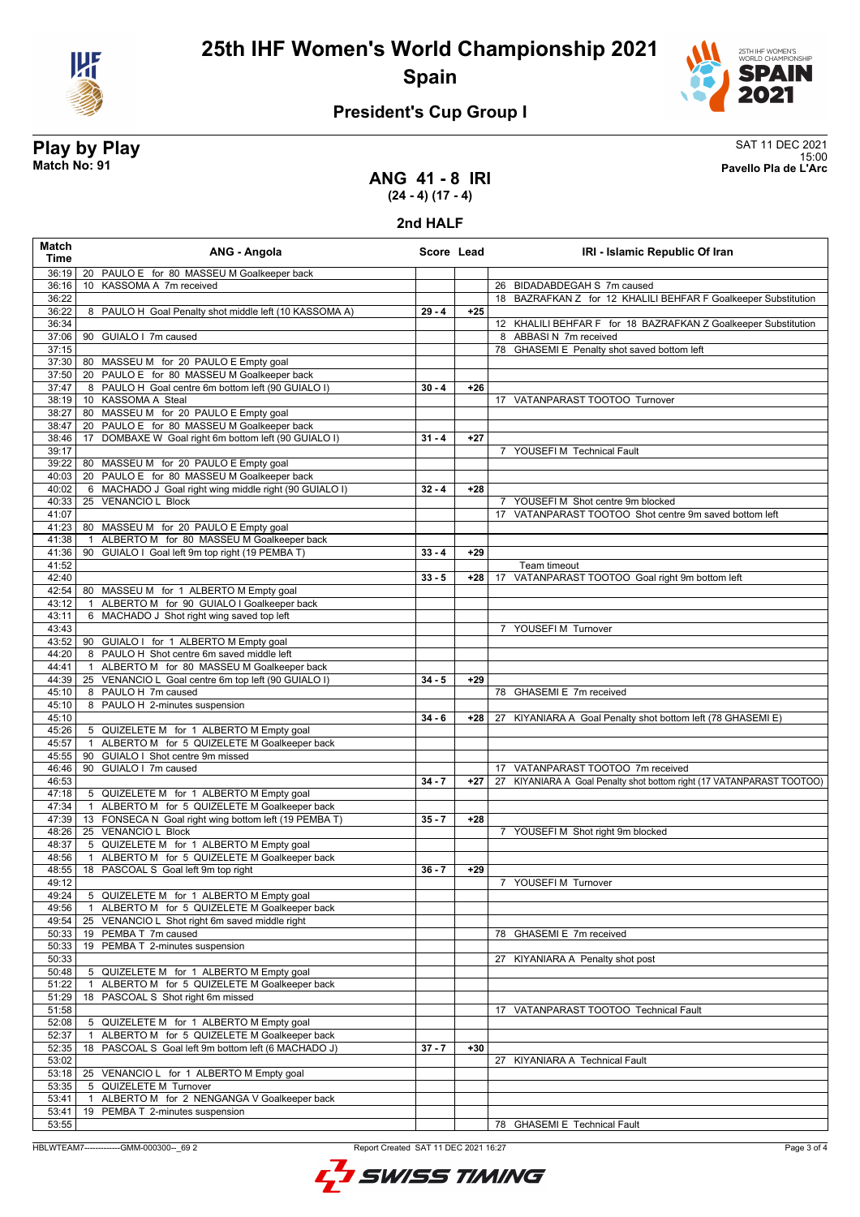# 25th IHF Women's World Championship 2021

## Spain

### President's Cup Group I

**Play by Play**
**Match No: 91**

SAT 11 DEC 2021
15:00
**Pavello Pla de L'Arc**

## ANG 41 - 8 IRI

**(24 - 4) (17 - 4)**

### 2nd HALF

| Match Time | ANG - Angola | Score | Lead | IRI - Islamic Republic Of Iran |
|---|---|---|---|---|
| 36:19 | 20 PAULO E for 80 MASSEU M Goalkeeper back | | | |
| 36:16 | 10 KASSOMA A 7m received | | | 26 BIDADABDEGAH S 7m caused |
| 36:22 | | | | 18 BAZRAFKAN Z for 12 KHALILI BEHFAR F Goalkeeper Substitution |
| 36:22 | 8 PAULO H Goal Penalty shot middle left (10 KASSOMA A) | 29 - 4 | +25 | |
| 36:34 | | | | 12 KHALILI BEHFAR F for 18 BAZRAFKAN Z Goalkeeper Substitution |
| 37:06 | 90 GUIALO I 7m caused | | | 8 ABBASI N 7m received |
| 37:15 | | | | 78 GHASEMI E Penalty shot saved bottom left |
| 37:30 | 80 MASSEU M for 20 PAULO E Empty goal | | | |
| 37:50 | 20 PAULO E for 80 MASSEU M Goalkeeper back | | | |
| 37:47 | 8 PAULO H Goal centre 6m bottom left (90 GUIALO I) | 30 - 4 | +26 | |
| 38:19 | 10 KASSOMA A Steal | | | 17 VATANPARAST TOOTOO Turnover |
| 38:27 | 80 MASSEU M for 20 PAULO E Empty goal | | | |
| 38:47 | 20 PAULO E for 80 MASSEU M Goalkeeper back | | | |
| 38:46 | 17 DOMBAXE W Goal right 6m bottom left (90 GUIALO I) | 31 - 4 | +27 | |
| 39:17 | | | | 7 YOUSEFI M Technical Fault |
| 39:22 | 80 MASSEU M for 20 PAULO E Empty goal | | | |
| 40:03 | 20 PAULO E for 80 MASSEU M Goalkeeper back | | | |
| 40:02 | 6 MACHADO J Goal right wing middle right (90 GUIALO I) | 32 - 4 | +28 | |
| 40:33 | 25 VENANCIO L Block | | | 7 YOUSEFI M Shot centre 9m blocked |
| 41:07 | | | | 17 VATANPARAST TOOTOO Shot centre 9m saved bottom left |
| 41:23 | 80 MASSEU M for 20 PAULO E Empty goal | | | |
| 41:38 | 1 ALBERTO M for 80 MASSEU M Goalkeeper back | | | |
| 41:36 | 90 GUIALO I Goal left 9m top right (19 PEMBA T) | 33 - 4 | +29 | |
| 41:52 | | | | Team timeout |
| 42:40 | | 33 - 5 | +28 | 17 VATANPARAST TOOTOO Goal right 9m bottom left |
| 42:54 | 80 MASSEU M for 1 ALBERTO M Empty goal | | | |
| 43:12 | 1 ALBERTO M for 90 GUIALO I Goalkeeper back | | | |
| 43:11 | 6 MACHADO J Shot right wing saved top left | | | |
| 43:43 | | | | 7 YOUSEFI M Turnover |
| 43:52 | 90 GUIALO I for 1 ALBERTO M Empty goal | | | |
| 44:20 | 8 PAULO H Shot centre 6m saved middle left | | | |
| 44:41 | 1 ALBERTO M for 80 MASSEU M Goalkeeper back | | | |
| 44:39 | 25 VENANCIO L Goal centre 6m top left (90 GUIALO I) | 34 - 5 | +29 | |
| 45:10 | 8 PAULO H 7m caused | | | 78 GHASEMI E 7m received |
| 45:10 | 8 PAULO H 2-minutes suspension | | | |
| 45:10 | | 34 - 6 | +28 | 27 KIYANIARA A Goal Penalty shot bottom left (78 GHASEMI E) |
| 45:26 | 5 QUIZELETE M for 1 ALBERTO M Empty goal | | | |
| 45:57 | 1 ALBERTO M for 5 QUIZELETE M Goalkeeper back | | | |
| 45:55 | 90 GUIALO I Shot centre 9m missed | | | |
| 46:46 | 90 GUIALO I 7m caused | | | 17 VATANPARAST TOOTOO 7m received |
| 46:53 | | 34 - 7 | +27 | 27 KIYANIARA A Goal Penalty shot bottom right (17 VATANPARAST TOOTOO) |
| 47:18 | 5 QUIZELETE M for 1 ALBERTO M Empty goal | | | |
| 47:34 | 1 ALBERTO M for 5 QUIZELETE M Goalkeeper back | | | |
| 47:39 | 13 FONSECA N Goal right wing bottom left (19 PEMBA T) | 35 - 7 | +28 | |
| 48:26 | 25 VENANCIO L Block | | | 7 YOUSEFI M Shot right 9m blocked |
| 48:37 | 5 QUIZELETE M for 1 ALBERTO M Empty goal | | | |
| 48:56 | 1 ALBERTO M for 5 QUIZELETE M Goalkeeper back | | | |
| 48:55 | 18 PASCOAL S Goal left 9m top right | 36 - 7 | +29 | |
| 49:12 | | | | 7 YOUSEFI M Turnover |
| 49:24 | 5 QUIZELETE M for 1 ALBERTO M Empty goal | | | |
| 49:56 | 1 ALBERTO M for 5 QUIZELETE M Goalkeeper back | | | |
| 49:54 | 25 VENANCIO L Shot right 6m saved middle right | | | |
| 50:33 | 19 PEMBA T 7m caused | | | 78 GHASEMI E 7m received |
| 50:33 | 19 PEMBA T 2-minutes suspension | | | |
| 50:33 | | | | 27 KIYANIARA A Penalty shot post |
| 50:48 | 5 QUIZELETE M for 1 ALBERTO M Empty goal | | | |
| 51:22 | 1 ALBERTO M for 5 QUIZELETE M Goalkeeper back | | | |
| 51:29 | 18 PASCOAL S Shot right 6m missed | | | |
| 51:58 | | | | 17 VATANPARAST TOOTOO Technical Fault |
| 52:08 | 5 QUIZELETE M for 1 ALBERTO M Empty goal | | | |
| 52:37 | 1 ALBERTO M for 5 QUIZELETE M Goalkeeper back | | | |
| 52:35 | 18 PASCOAL S Goal left 9m bottom left (6 MACHADO J) | 37 - 7 | +30 | |
| 53:02 | | | | 27 KIYANIARA A Technical Fault |
| 53:18 | 25 VENANCIO L for 1 ALBERTO M Empty goal | | | |
| 53:35 | 5 QUIZELETE M Turnover | | | |
| 53:41 | 1 ALBERTO M for 2 NENGANGA V Goalkeeper back | | | |
| 53:41 | 19 PEMBA T 2-minutes suspension | | | |
| 53:55 | | | | 78 GHASEMI E Technical Fault |

HBLWTEAM7-------------GMM-000300--_69 2 Report Created SAT 11 DEC 2021 16:27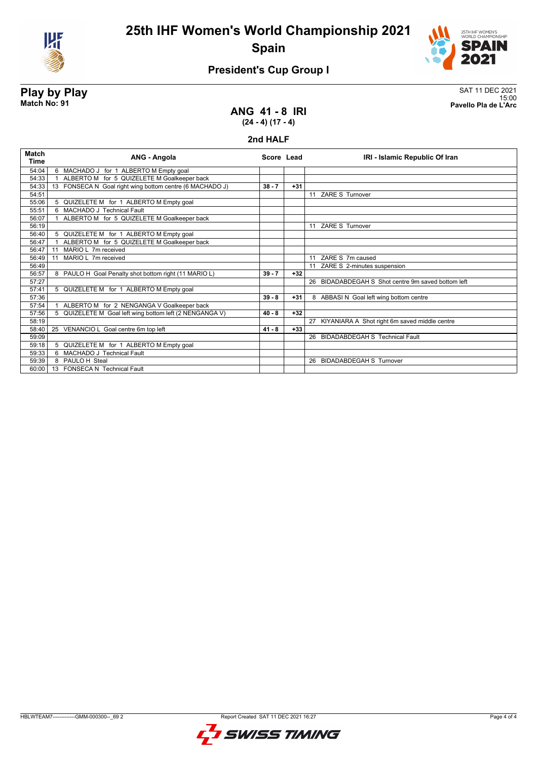# 25th IHF Women's World Championship 2021

## Spain

### President's Cup Group I

**Play by Play**
**Match No: 91**

SAT 11 DEC 2021
15:00
**Pavello Pla de L'Arc**

## ANG 41 - 8 IRI
**(24 - 4) (17 - 4)**

### 2nd HALF

| Match Time | ANG - Angola | Score | Lead | IRI - Islamic Republic Of Iran |
|---|---|---|---|---|
| 54:04 | 6 MACHADO J for 1 ALBERTO M Empty goal | | | |
| 54:33 | 1 ALBERTO M for 5 QUIZELETE M Goalkeeper back | | | |
| 54:33 | 13 FONSECA N Goal right wing bottom centre (6 MACHADO J) | 38 - 7 | +31 | |
| 54:51 | | | | 11 ZARE S Turnover |
| 55:06 | 5 QUIZELETE M for 1 ALBERTO M Empty goal | | | |
| 55:51 | 6 MACHADO J Technical Fault | | | |
| 56:07 | 1 ALBERTO M for 5 QUIZELETE M Goalkeeper back | | | |
| 56:19 | | | | 11 ZARE S Turnover |
| 56:40 | 5 QUIZELETE M for 1 ALBERTO M Empty goal | | | |
| 56:47 | 1 ALBERTO M for 5 QUIZELETE M Goalkeeper back | | | |
| 56:47 | 11 MARIO L 7m received | | | |
| 56:49 | 11 MARIO L 7m received | | | 11 ZARE S 7m caused |
| 56:49 | | | | 11 ZARE S 2-minutes suspension |
| 56:57 | 8 PAULO H Goal Penalty shot bottom right (11 MARIO L) | 39 - 7 | +32 | |
| 57:27 | | | | 26 BIDADABDEGAH S Shot centre 9m saved bottom left |
| 57:41 | 5 QUIZELETE M for 1 ALBERTO M Empty goal | | | |
| 57:36 | | 39 - 8 | +31 | 8 ABBASI N Goal left wing bottom centre |
| 57:54 | 1 ALBERTO M for 2 NENGANGA V Goalkeeper back | | | |
| 57:56 | 5 QUIZELETE M Goal left wing bottom left (2 NENGANGA V) | 40 - 8 | +32 | |
| 58:19 | | | | 27 KIYANIARA A Shot right 6m saved middle centre |
| 58:40 | 25 VENANCIO L Goal centre 6m top left | 41 - 8 | +33 | |
| 59:09 | | | | 26 BIDADABDEGAH S Technical Fault |
| 59:18 | 5 QUIZELETE M for 1 ALBERTO M Empty goal | | | |
| 59:33 | 6 MACHADO J Technical Fault | | | |
| 59:39 | 8 PAULO H Steal | | | 26 BIDADABDEGAH S Turnover |
| 60:00 | 13 FONSECA N Technical Fault | | | |

HBLWTEAM7--------------GMM-000300--_69 2    Report Created SAT 11 DEC 2021 16:27